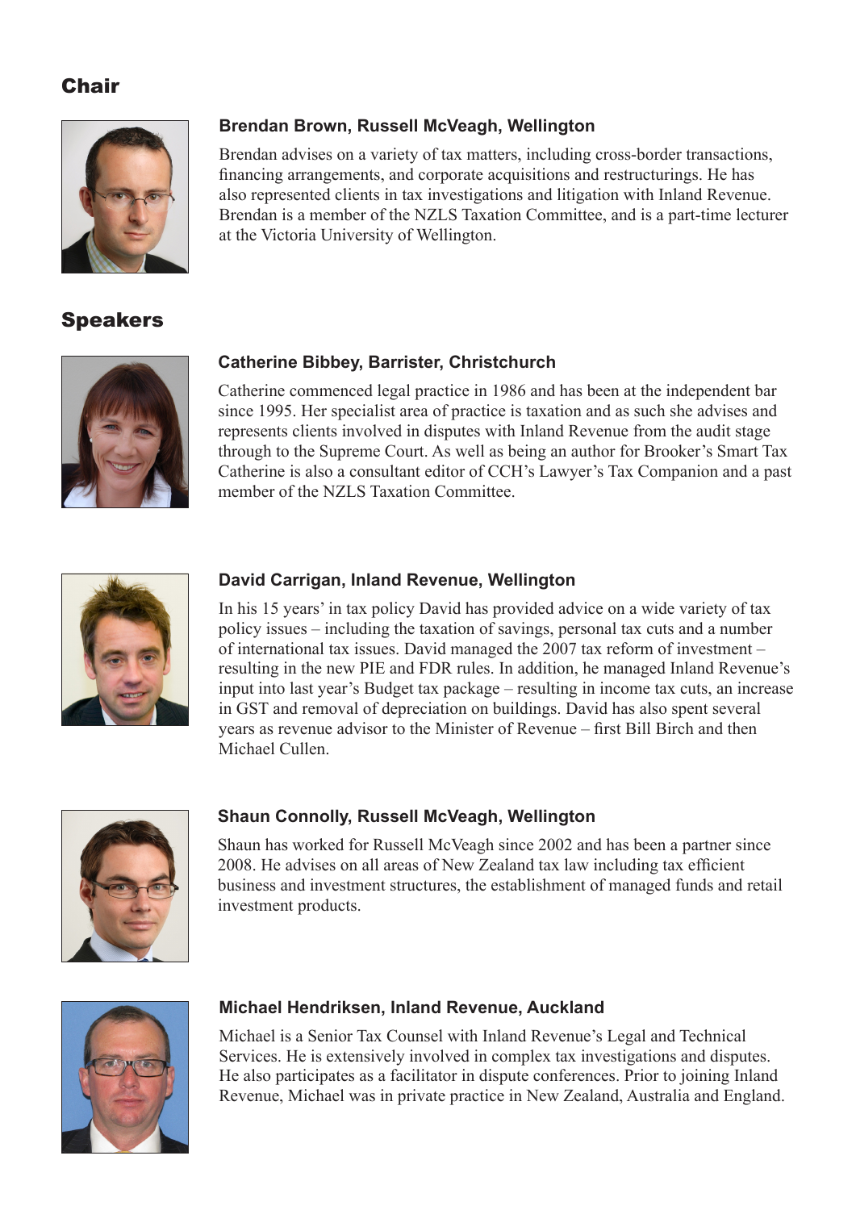## Chair

### Brendan Brown, Russell McVeagh, Wellington

Brendan advises on a variety of tax matters, including cross-border transactions, financing arrangements, and corporate acquisitions and restructurings. He has also represented clients in tax investigations and litigation with Inland Revenue. Brendan is a member of the NZLS Taxation Committee, and is a part-time lecturer at the Victoria University of Wellington.

## Speakers

### Catherine Bibbey, Barrister, Christchurch

Catherine commenced legal practice in 1986 and has been at the independent bar since 1995. Her specialist area of practice is taxation and as such she advises and represents clients involved in disputes with Inland Revenue from the audit stage through to the Supreme Court. As well as being an author for Brooker's Smart Tax Catherine is also a consultant editor of CCH's Lawyer's Tax Companion and a past member of the NZLS Taxation Committee.

### David Carrigan, Inland Revenue, Wellington

In his 15 years' in tax policy David has provided advice on a wide variety of tax policy issues – including the taxation of savings, personal tax cuts and a number of international tax issues. David managed the 2007 tax reform of investment – resulting in the new PIE and FDR rules. In addition, he managed Inland Revenue's input into last year's Budget tax package – resulting in income tax cuts, an increase in GST and removal of depreciation on buildings. David has also spent several years as revenue advisor to the Minister of Revenue – first Bill Birch and then Michael Cullen.

### Shaun Connolly, Russell McVeagh, Wellington

Shaun has worked for Russell McVeagh since 2002 and has been a partner since 2008. He advises on all areas of New Zealand tax law including tax efficient business and investment structures, the establishment of managed funds and retail investment products.

### Michael Hendriksen, Inland Revenue, Auckland

Michael is a Senior Tax Counsel with Inland Revenue's Legal and Technical Services. He is extensively involved in complex tax investigations and disputes. He also participates as a facilitator in dispute conferences. Prior to joining Inland Revenue, Michael was in private practice in New Zealand, Australia and England.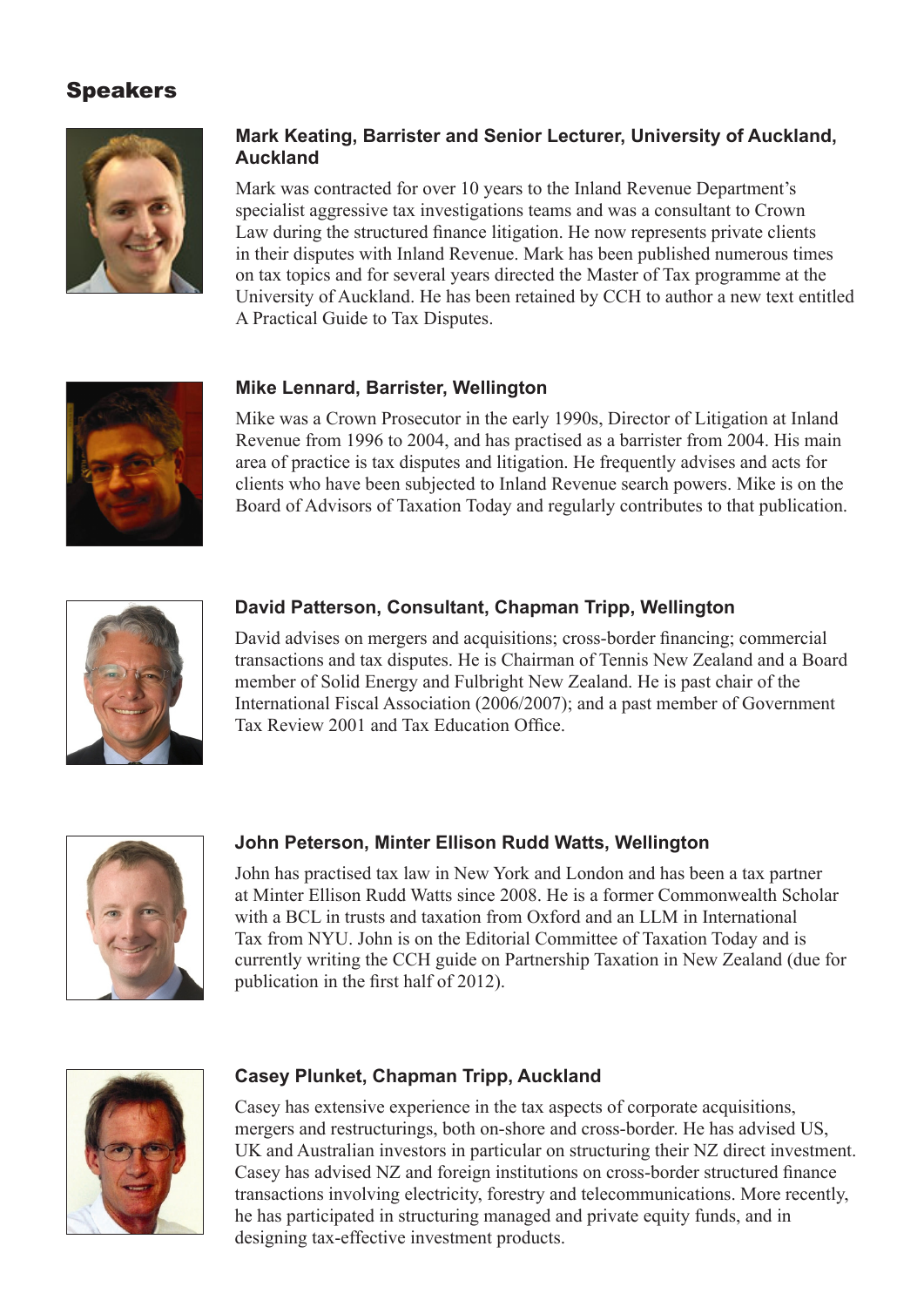# Speakers

### Mark Keating, Barrister and Senior Lecturer, University of Auckland, Auckland

Mark was contracted for over 10 years to the Inland Revenue Department's specialist aggressive tax investigations teams and was a consultant to Crown Law during the structured finance litigation. He now represents private clients in their disputes with Inland Revenue. Mark has been published numerous times on tax topics and for several years directed the Master of Tax programme at the University of Auckland. He has been retained by CCH to author a new text entitled A Practical Guide to Tax Disputes.

### Mike Lennard, Barrister, Wellington

Mike was a Crown Prosecutor in the early 1990s, Director of Litigation at Inland Revenue from 1996 to 2004, and has practised as a barrister from 2004. His main area of practice is tax disputes and litigation. He frequently advises and acts for clients who have been subjected to Inland Revenue search powers. Mike is on the Board of Advisors of Taxation Today and regularly contributes to that publication.

### David Patterson, Consultant, Chapman Tripp, Wellington

David advises on mergers and acquisitions; cross-border financing; commercial transactions and tax disputes. He is Chairman of Tennis New Zealand and a Board member of Solid Energy and Fulbright New Zealand. He is past chair of the International Fiscal Association (2006/2007); and a past member of Government Tax Review 2001 and Tax Education Office.

### John Peterson, Minter Ellison Rudd Watts, Wellington

John has practised tax law in New York and London and has been a tax partner at Minter Ellison Rudd Watts since 2008. He is a former Commonwealth Scholar with a BCL in trusts and taxation from Oxford and an LLM in International Tax from NYU. John is on the Editorial Committee of Taxation Today and is currently writing the CCH guide on Partnership Taxation in New Zealand (due for publication in the first half of 2012).

### Casey Plunket, Chapman Tripp, Auckland

Casey has extensive experience in the tax aspects of corporate acquisitions, mergers and restructurings, both on-shore and cross-border. He has advised US, UK and Australian investors in particular on structuring their NZ direct investment. Casey has advised NZ and foreign institutions on cross-border structured finance transactions involving electricity, forestry and telecommunications. More recently, he has participated in structuring managed and private equity funds, and in designing tax-effective investment products.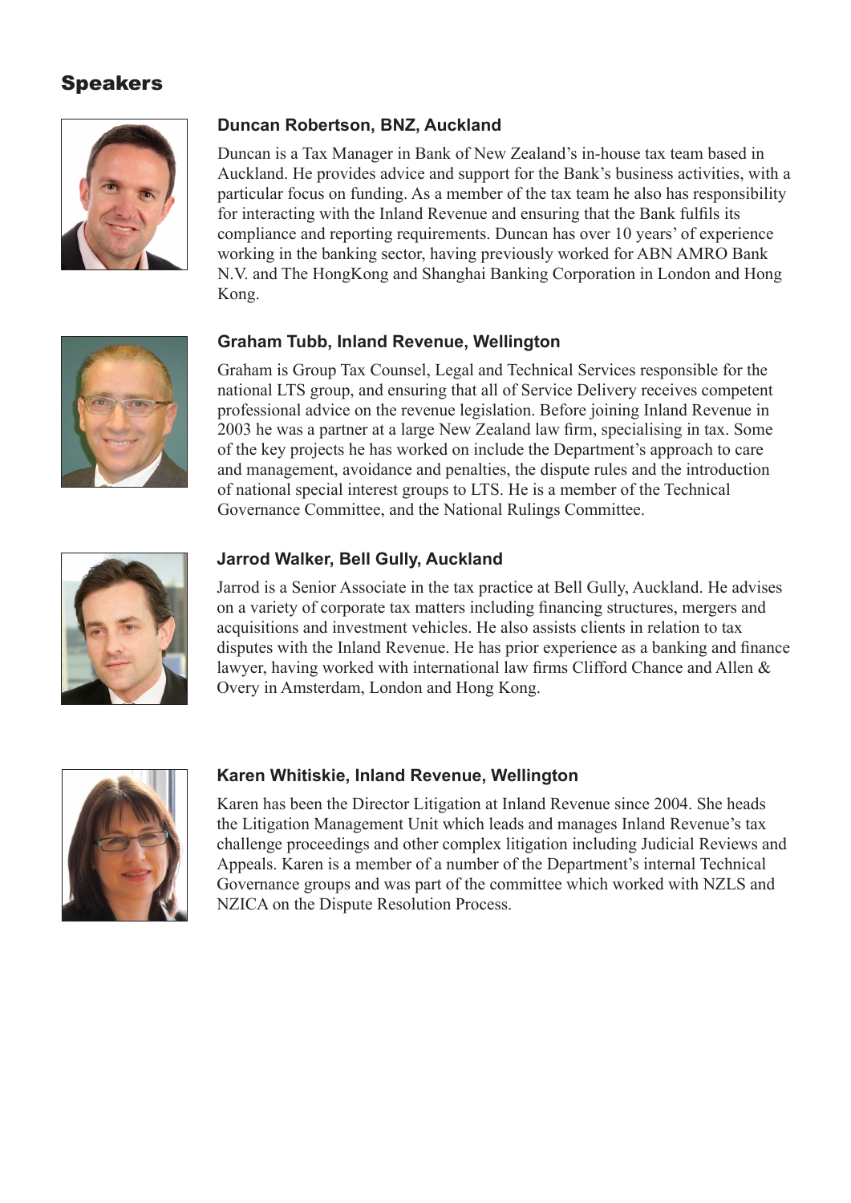## Speakers

### Duncan Robertson, BNZ, Auckland

Duncan is a Tax Manager in Bank of New Zealand's in-house tax team based in Auckland. He provides advice and support for the Bank's business activities, with a particular focus on funding. As a member of the tax team he also has responsibility for interacting with the Inland Revenue and ensuring that the Bank fulfils its compliance and reporting requirements. Duncan has over 10 years' of experience working in the banking sector, having previously worked for ABN AMRO Bank N.V. and The HongKong and Shanghai Banking Corporation in London and Hong Kong.

### Graham Tubb, Inland Revenue, Wellington

Graham is Group Tax Counsel, Legal and Technical Services responsible for the national LTS group, and ensuring that all of Service Delivery receives competent professional advice on the revenue legislation. Before joining Inland Revenue in 2003 he was a partner at a large New Zealand law firm, specialising in tax. Some of the key projects he has worked on include the Department's approach to care and management, avoidance and penalties, the dispute rules and the introduction of national special interest groups to LTS. He is a member of the Technical Governance Committee, and the National Rulings Committee.

### Jarrod Walker, Bell Gully, Auckland

Jarrod is a Senior Associate in the tax practice at Bell Gully, Auckland. He advises on a variety of corporate tax matters including financing structures, mergers and acquisitions and investment vehicles. He also assists clients in relation to tax disputes with the Inland Revenue. He has prior experience as a banking and finance lawyer, having worked with international law firms Clifford Chance and Allen & Overy in Amsterdam, London and Hong Kong.

### Karen Whitiskie, Inland Revenue, Wellington

Karen has been the Director Litigation at Inland Revenue since 2004. She heads the Litigation Management Unit which leads and manages Inland Revenue's tax challenge proceedings and other complex litigation including Judicial Reviews and Appeals. Karen is a member of a number of the Department's internal Technical Governance groups and was part of the committee which worked with NZLS and NZICA on the Dispute Resolution Process.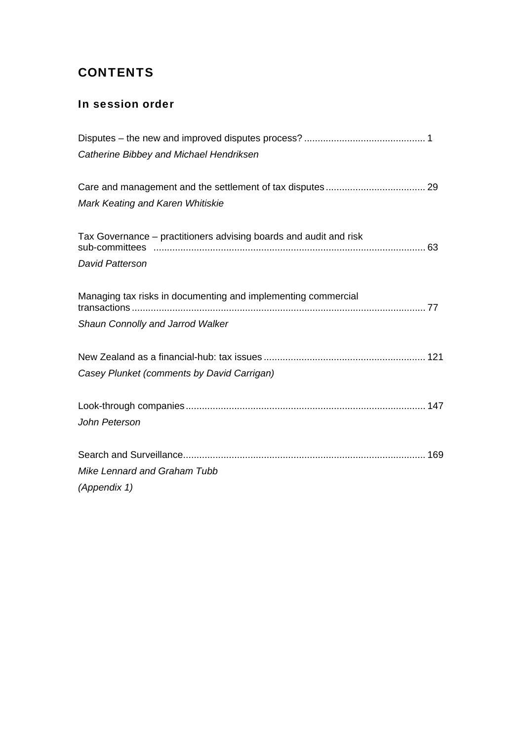## CONTENTS

### In session order

Disputes – the new and improved disputes process? ............................................ 1
*Catherine Bibbey and Michael Hendriksen*

Care and management and the settlement of tax disputes .................................... 29
*Mark Keating and Karen Whitiskie*

Tax Governance – practitioners advising boards and audit and risk sub-committees .................................................................................................. 63
*David Patterson*

Managing tax risks in documenting and implementing commercial transactions ........................................................................................................... 77
*Shaun Connolly and Jarrod Walker*

New Zealand as a financial-hub: tax issues ........................................................... 121
*Casey Plunket (comments by David Carrigan)*

Look-through companies ........................................................................................ 147
*John Peterson*

Search and Surveillance......................................................................................... 169
*Mike Lennard and Graham Tubb*
*(Appendix 1)*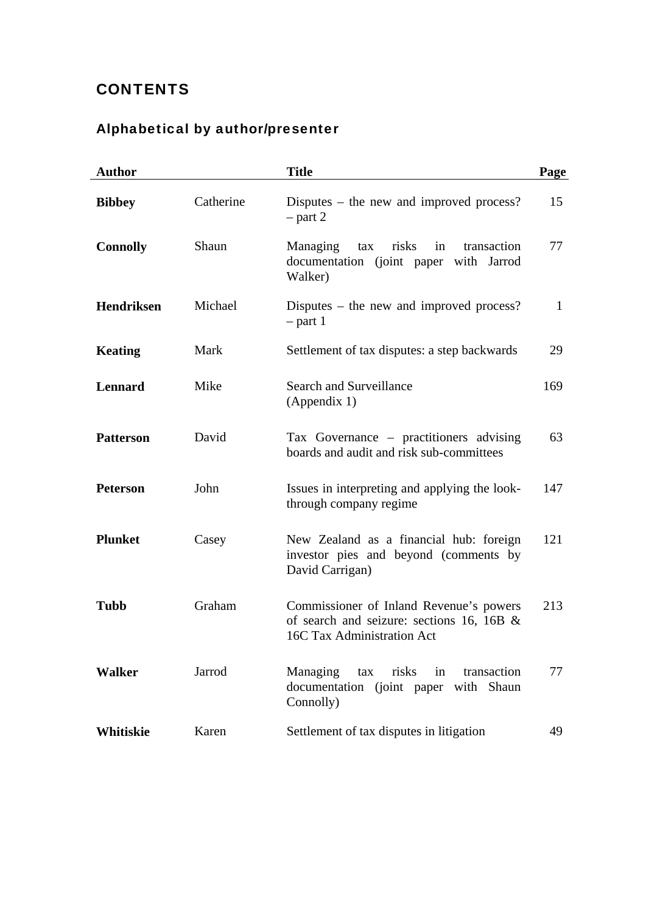# CONTENTS

## Alphabetical by author/presenter

| Author | | Title | Page |
|---|---|---|---|
| **Bibbey** | Catherine | Disputes – the new and improved process? – part 2 | 15 |
| **Connolly** | Shaun | Managing tax risks in transaction documentation (joint paper with Jarrod Walker) | 77 |
| **Hendriksen** | Michael | Disputes – the new and improved process? – part 1 | 1 |
| **Keating** | Mark | Settlement of tax disputes: a step backwards | 29 |
| **Lennard** | Mike | Search and Surveillance (Appendix 1) | 169 |
| **Patterson** | David | Tax Governance – practitioners advising boards and audit and risk sub-committees | 63 |
| **Peterson** | John | Issues in interpreting and applying the look-through company regime | 147 |
| **Plunket** | Casey | New Zealand as a financial hub: foreign investor pies and beyond (comments by David Carrigan) | 121 |
| **Tubb** | Graham | Commissioner of Inland Revenue's powers of search and seizure: sections 16, 16B & 16C Tax Administration Act | 213 |
| **Walker** | Jarrod | Managing tax risks in transaction documentation (joint paper with Shaun Connolly) | 77 |
| **Whitiskie** | Karen | Settlement of tax disputes in litigation | 49 |